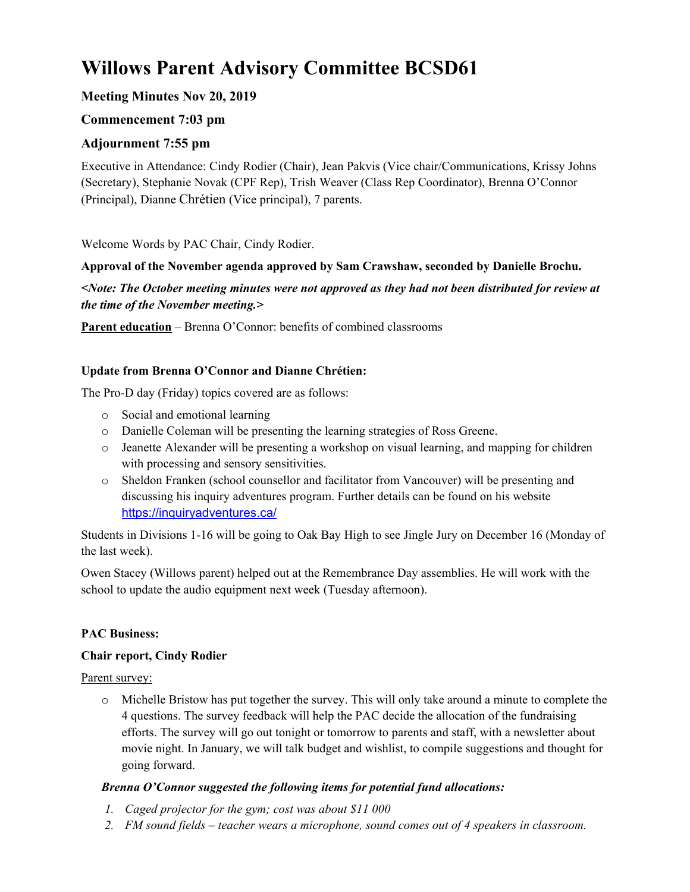# Willows Parent Advisory Committee BCSD61

### Meeting Minutes Nov 20, 2019

### Commencement 7:03 pm

### Adjournment 7:55 pm

Executive in Attendance: Cindy Rodier (Chair), Jean Pakvis (Vice chair/Communications, Krissy Johns (Secretary), Stephanie Novak (CPF Rep), Trish Weaver (Class Rep Coordinator), Brenna O'Connor (Principal), Dianne Chrétien (Vice principal), 7 parents.

Welcome Words by PAC Chair, Cindy Rodier.

**Approval of the November agenda approved by Sam Crawshaw, seconded by Danielle Brochu.**

***<Note: The October meeting minutes were not approved as they had not been distributed for review at the time of the November meeting.>***

<u>**Parent education**</u> – Brenna O'Connor: benefits of combined classrooms

**Update from Brenna O'Connor and Dianne Chrétien:**

The Pro-D day (Friday) topics covered are as follows:

- Social and emotional learning
- Danielle Coleman will be presenting the learning strategies of Ross Greene.
- Jeanette Alexander will be presenting a workshop on visual learning, and mapping for children with processing and sensory sensitivities.
- Sheldon Franken (school counsellor and facilitator from Vancouver) will be presenting and discussing his inquiry adventures program. Further details can be found on his website https://inquiryadventures.ca/

Students in Divisions 1-16 will be going to Oak Bay High to see Jingle Jury on December 16 (Monday of the last week).

Owen Stacey (Willows parent) helped out at the Remembrance Day assemblies. He will work with the school to update the audio equipment next week (Tuesday afternoon).

**PAC Business:**

**Chair report, Cindy Rodier**

<u>Parent survey:</u>

- Michelle Bristow has put together the survey. This will only take around a minute to complete the 4 questions. The survey feedback will help the PAC decide the allocation of the fundraising efforts. The survey will go out tonight or tomorrow to parents and staff, with a newsletter about movie night. In January, we will talk budget and wishlist, to compile suggestions and thought for going forward.

***Brenna O'Connor suggested the following items for potential fund allocations:***

1. *Caged projector for the gym; cost was about $11 000*
2. *FM sound fields – teacher wears a microphone, sound comes out of 4 speakers in classroom.*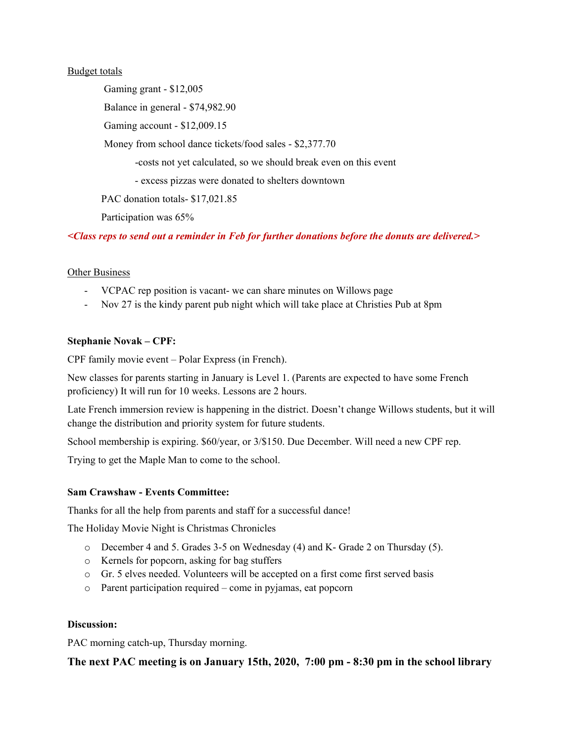<u>Budget totals</u>

Gaming grant - $12,005

Balance in general - $74,982.90

Gaming account - $12,009.15

Money from school dance tickets/food sales - $2,377.70

-costs not yet calculated, so we should break even on this event

- excess pizzas were donated to shelters downtown

PAC donation totals- $17,021.85

Participation was 65%

***<Class reps to send out a reminder in Feb for further donations before the donuts are delivered.>***

<u>Other Business</u>

- VCPAC rep position is vacant- we can share minutes on Willows page
- Nov 27 is the kindy parent pub night which will take place at Christies Pub at 8pm

**Stephanie Novak – CPF:**

CPF family movie event – Polar Express (in French).

New classes for parents starting in January is Level 1. (Parents are expected to have some French proficiency) It will run for 10 weeks. Lessons are 2 hours.

Late French immersion review is happening in the district. Doesn't change Willows students, but it will change the distribution and priority system for future students.

School membership is expiring. $60/year, or 3/$150. Due December. Will need a new CPF rep.

Trying to get the Maple Man to come to the school.

**Sam Crawshaw - Events Committee:**

Thanks for all the help from parents and staff for a successful dance!

The Holiday Movie Night is Christmas Chronicles

- December 4 and 5. Grades 3-5 on Wednesday (4) and K- Grade 2 on Thursday (5).
- Kernels for popcorn, asking for bag stuffers
- Gr. 5 elves needed. Volunteers will be accepted on a first come first served basis
- Parent participation required – come in pyjamas, eat popcorn

**Discussion:**

PAC morning catch-up, Thursday morning.

**The next PAC meeting is on January 15th, 2020, 7:00 pm - 8:30 pm in the school library**